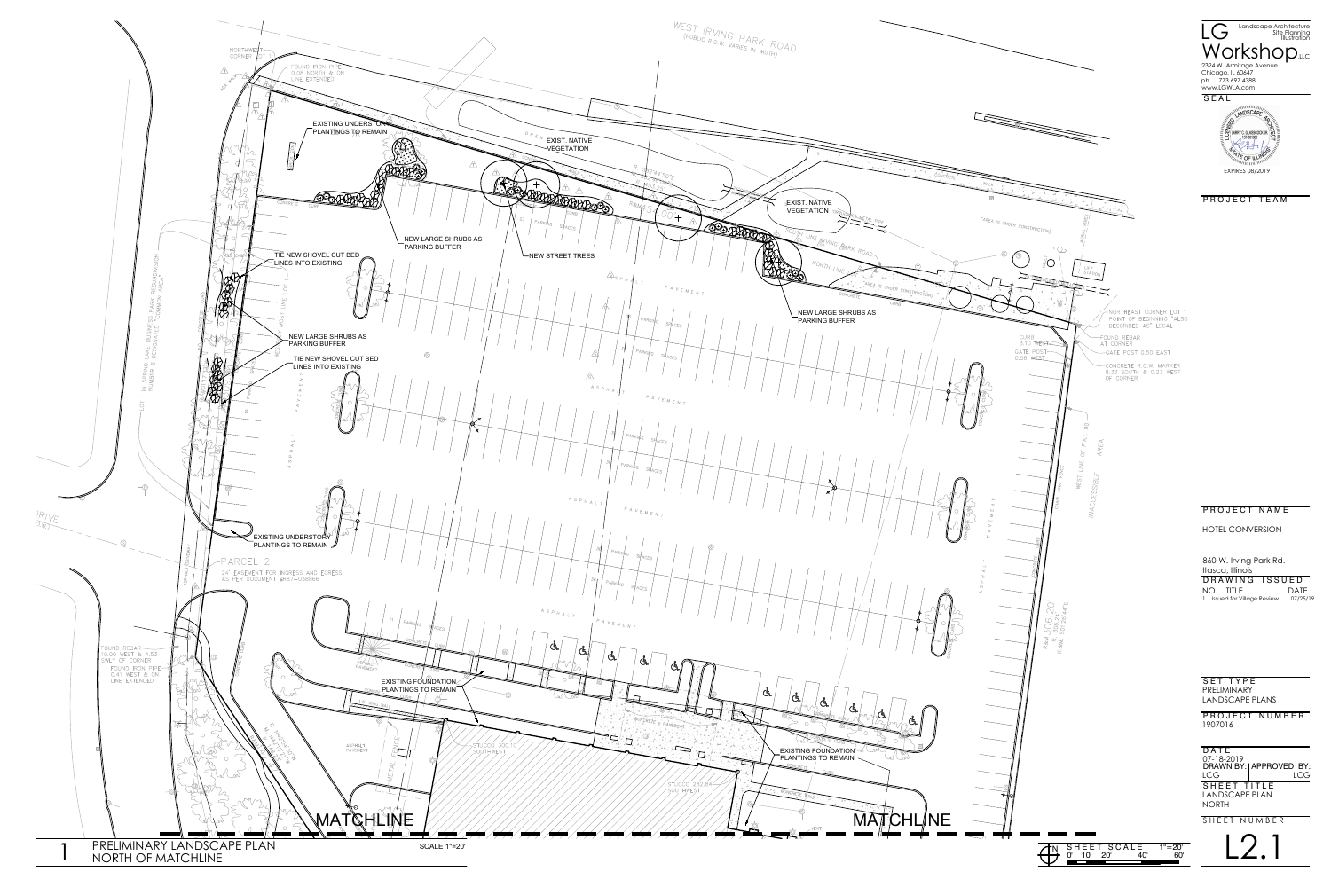# LG Workshop LLC

Landscape Architecture
Site Planning
Illustration

2324 W. Armitage Avenue
Chicago, IL 60647
ph. 773.697.4388
www.LGWLA.com

SEAL

LICENSED LANDSCAPE ARCHITECT
LARRY C. GLASSCOCK JR
157-001300
STATE OF ILLINOIS
EXPIRES 08/2019

PROJECT TEAM

PROJECT NAME

HOTEL CONVERSION

860 W. Irving Park Rd.
Itasca, Illinois

DRAWING ISSUED

| NO. | TITLE | DATE |
|---|---|---|
| 1. | Issued for Village Review | 07/25/19 |

SET TYPE
PRELIMINARY LANDSCAPE PLANS

PROJECT NUMBER
1907016

DATE
07-18-2019

| DRAWN BY: | APPROVED BY: |
|---|---|
| LCG | LCG |

SHEET TITLE
LANDSCAPE PLAN NORTH

SHEET NUMBER
L2.1

---

WEST IRVING PARK ROAD (PUBLIC R.O.W. VARIES IN WIDTH)

EXISTING UNDERSTORY PLANTINGS TO REMAIN

EXIST. NATIVE VEGETATION

EXIST. NATIVE VEGETATION

NEW LARGE SHRUBS AS PARKING BUFFER

NEW STREET TREES

TIE NEW SHOVEL CUT BED LINES INTO EXISTING

NEW LARGE SHRUBS AS PARKING BUFFER

TIE NEW SHOVEL CUT BED LINES INTO EXISTING

NEW LARGE SHRUBS AS PARKING BUFFER

EXISTING UNDERSTORY PLANTINGS TO REMAIN

EXISTING FOUNDATION PLANTINGS TO REMAIN

EXISTING FOUNDATION PLANTINGS TO REMAIN

NORTHWEST CORNER LOT 1

FOUND IRON PIPE 0.08 NORTH & ON LINE EXTENDED

NORTHEAST CORNER LOT 1 POINT OF BEGINNING "ALSO DESCRIBED AS" LEGAL

FOUND REBAR AT CORNER

GATE POST 0.50 EAST

CONCRETE R.O.W. MARKER 8.33 SOUTH & 0.23 WEST OF CORNER

CURB 3.10 WEST

GATE POST 0.56 WEST

WEST LINE OF F.A.I. 90 INACCESSIBLE AREA

LOT 1 IN SPRING LAKE BUSINESS PARK RESUBDIVISION NUMBER 6 DESIGNATED "COMMON AREA"

PARCEL 2
24' EASEMENT FOR INGRESS AND EGRESS AS PER DOCUMENT #R87-038866

FOUND REBAR 10.00 WEST & 4.53 SWLY OF CORNER

FOUND IRON PIPE 0.41 WEST & ON LINE EXTENDED

ASPHALT PAVEMENT

PARKING SPACES

STUCCO 300.10' SOUTHWEST

STUCCO 282.84' SOUTHWEST

MATCHLINE

MATCHLINE

1 PRELIMINARY LANDSCAPE PLAN NORTH OF MATCHLINE

SCALE 1"=20'

SHEET SCALE 1"=20'
0' 10' 20' 40' 60'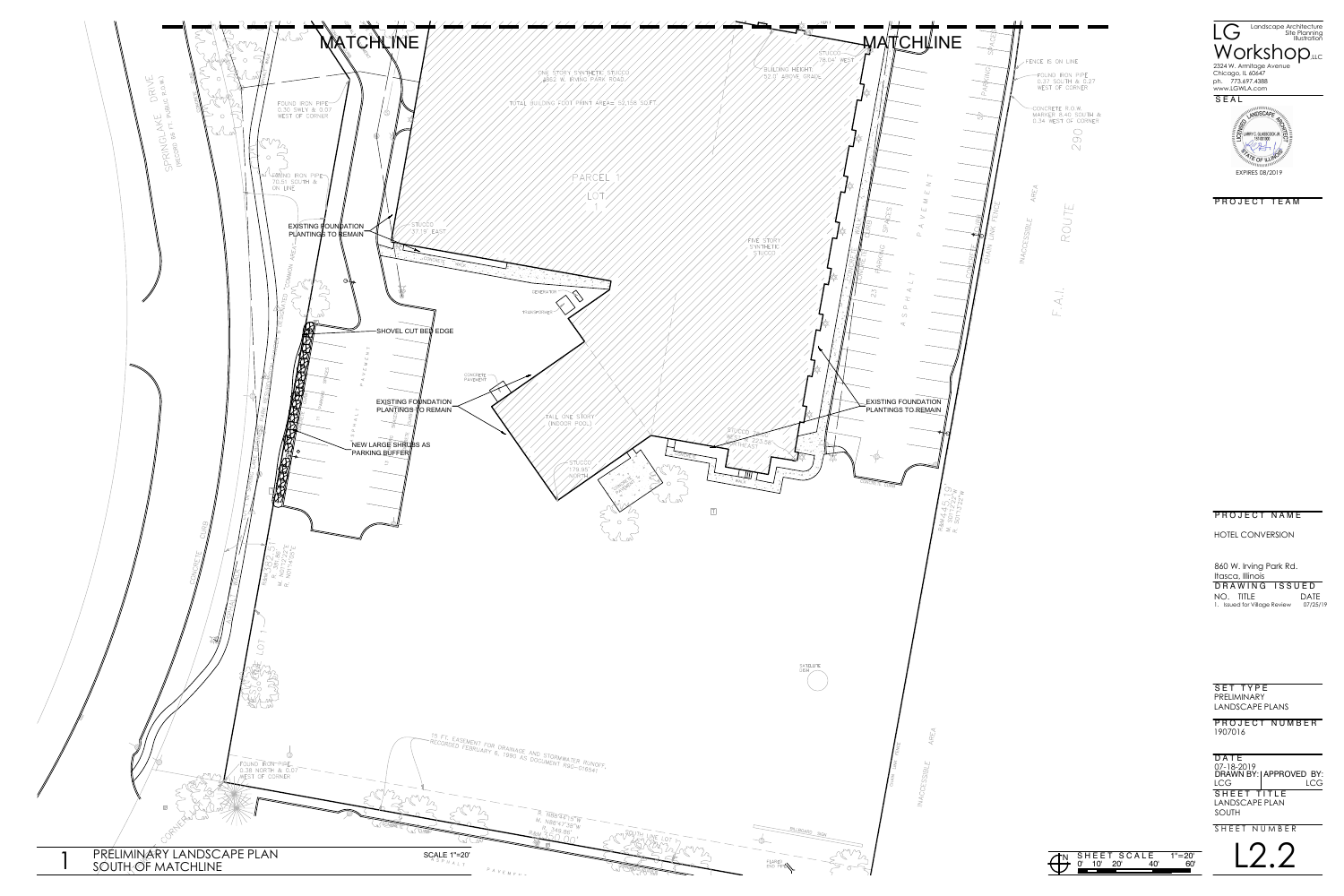MATCHLINE

MATCHLINE

SPRINGLAKE DRIVE (RECORD 66 FT. PUBLIC R.O.W.)

FOUND IRON PIPE 0.30 SWLY & 0.07 WEST OF CORNER

FOUND IRON PIPE 70.51 SOUTH & ON LINE

ONE STORY SYNTHETIC STUCCO #862 W. IRVING PARK ROAD

TOTAL BUILDING FOOT PRINT AREA= 52,158 SQ.FT.

BUILDING HEIGHT: 52.0' ABOVE GRADE

STUCCO 78.04' WEST

PARCEL 1

LOT 1

STUCCO 37.19' EAST

EXISTING FOUNDATION PLANTINGS TO REMAIN

GENERATOR

TRANSFORMER

SHOVEL CUT BED EDGE

CONCRETE PAVEMENT

EXISTING FOUNDATION PLANTINGS TO REMAIN

NEW LARGE SHRUBS AS PARKING BUFFER

TALL ONE STORY (INDOOR POOL)

STUCCO 179.95' NORTH

STUCCO 223.56' WEST NORTHEAST

FIVE STORY SYNTHETIC STUCCO

EXISTING FOUNDATION PLANTINGS TO REMAIN

ASPHALT PAVEMENT

FENCE IS ON LINE

FOUND IRON PIPE 0.37 SOUTH & 0.27 WEST OF CORNER

CONCRETE R.O.W. MARKER 8.40 SOUTH & 0.34 WEST OF CORNER

290

INACCESSIBLE AREA

F.A.I. ROUTE

CHAIN LINK FENCE

SATELLITE DISH

15 FT. EASEMENT FOR DRAINAGE AND STORMWATER RUNOFF, RECORDED FEBRUARY 6, 1990 AS DOCUMENT R90-016541

FOUND IRON PIPE 0.38 NORTH & 0.07 WEST OF CORNER

SOUTH LINE LOT 1

BILLBOARD SIGN

INACCESSIBLE AREA

1 PRELIMINARY LANDSCAPE PLAN SOUTH OF MATCHLINE

SCALE 1"=20'

SHEET SCALE 1"=20' 0' 10' 20' 40' 60'

LG Workshop LLC — Landscape Architecture, Site Planning, Illustration

2324 W. Armitage Avenue
Chicago, IL 60647
ph. 773.697.4388
www.LGWLA.com

SEAL

LICENSED LANDSCAPE ARCHITECT — LARRY C. GLASSCOCK JR. — STATE OF ILLINOIS

EXPIRES 08/2019

PROJECT TEAM

PROJECT NAME

HOTEL CONVERSION

860 W. Irving Park Rd.
Itasca, Illinois

DRAWING ISSUED

| NO. | TITLE | DATE |
|---|---|---|
| 1. | Issued for Village Review | 07/25/19 |

SET TYPE
PRELIMINARY LANDSCAPE PLANS

PROJECT NUMBER
1907016

DATE
07-18-2019

| DRAWN BY: | APPROVED BY: |
|---|---|
| LCG | LCG |

SHEET TITLE
LANDSCAPE PLAN SOUTH

SHEET NUMBER
L2.2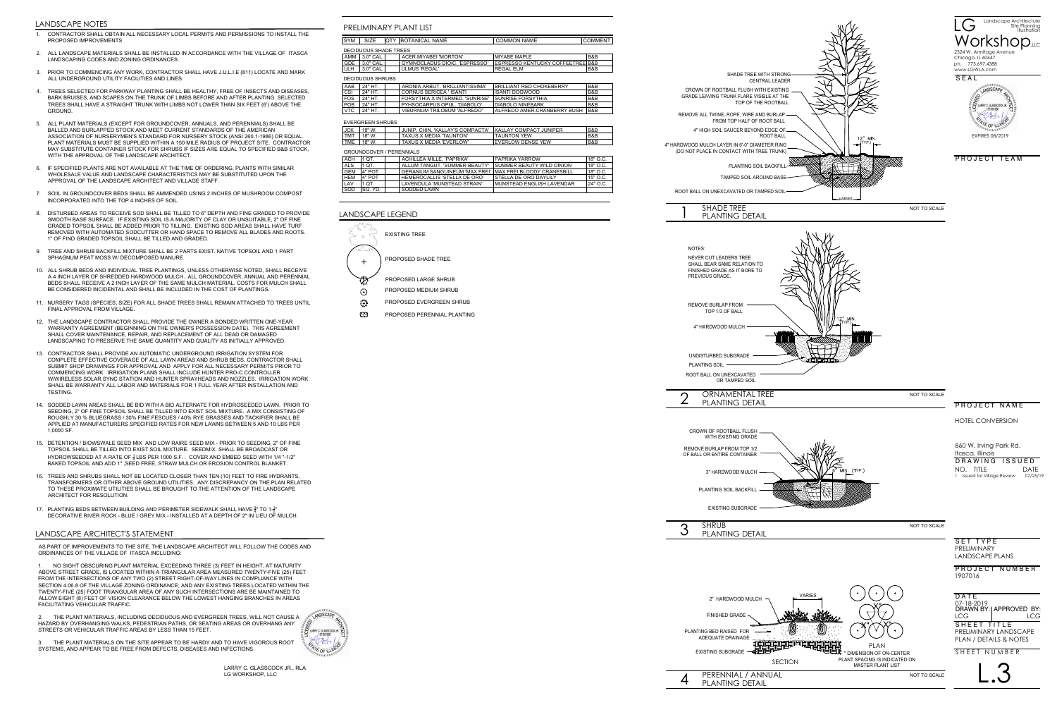## LANDSCAPE NOTES

1. CONTRACTOR SHALL OBTAIN ALL NECESSARY LOCAL PERMITS AND PERMISSIONS TO INSTALL THE PROPOSED IMPROVEMENTS
2. ALL LANDSCAPE MATERIALS SHALL BE INSTALLED IN ACCORDANCE WITH THE VILLAGE OF ITASCA LANDSCAPING CODES AND ZONING ORDINANCES.
3. PRIOR TO COMMENCING ANY WORK, CONTRACTOR SHALL HAVE J.U.L.I.E (811) LOCATE AND MARK ALL UNDERGROUND UTILITY FACILITIES AND LINES.
4. TREES SELECTED FOR PARKWAY PLANTING SHALL BE HEALTHY, FREE OF INSECTS AND DISEASES, BARK BRUISES, AND SCAPES ON THE TRUNK OF LIMBS BEFORE AND AFTER PLANTING. SELECTED TREES SHALL HAVE A STRAIGHT TRUNK WITH LIMBS NOT LOWER THAN SIX FEET (6') ABOVE THE GROUND.
5. ALL PLANT MATERIALS (EXCEPT FOR GROUNDCOVER, ANNUALS, AND PERENNIALS) SHALL BE BALLED AND BURLAPPED STOCK AND MEET CURRENT STANDARDS OF THE AMERICAN ASSOCIATION OF NURSERYMEN'S STANDARD FOR NURSERY STOCK (ANSI 260.1-1986) OR EQUAL. PLANT MATERIALS MUST BE SUPPLIED WITHIN A 150 MILE RADIUS OF PROJECT SITE. CONTRACTOR MAY SUBSTITUTE CONTAINER STOCK FOR SHRUBS IF SIZES ARE EQUAL TO SPECIFIED B&B STOCK, WITH THE APPROVAL OF THE LANDSCAPE ARCHITECT.
6. IF SPECIFIED PLANTS ARE NOT AVAILABLE AT THE TIME OF ORDERING, PLANTS WITH SIMILAR WHOLESALE VALUE AND LANDSCAPE CHARACTERISTICS MAY BE SUBSTITUTED UPON THE APPROVAL OF THE LANDSCAPE ARCHITECT AND VILLAGE STAFF.
7. SOIL IN GROUNDCOVER BEDS SHALL BE AMMENDED USING 2 INCHES OF MUSHROOM COMPOST INCORPORATED INTO THE TOP 4 INCHES OF SOIL.
8. DISTURBED AREAS TO RECEIVE SOD SHALL BE TILLED TO 6" DEPTH AND FINE GRADED TO PROVIDE SMOOTH BASE SURFACE. IF EXISTING SOIL IS A MAJORITY OF CLAY OR UNSUITABLE, 2" OF FINE GRADED TOPSOIL SHALL BE ADDED PRIOR TO TILLING. EXISTING SOD AREAS SHALL HAVE TURF REMOVED WITH AUTOMATED SODCUTTER OR HAND SPACE TO REMOVE ALL BLADES AND ROOTS. 1" OF FIND GRADED TOPSOIL SHALL BE TILLED AND GRADED.
9. TREE AND SHRUB BACKFILL MIXTURE SHALL BE 2 PARTS EXIST. NATIVE TOPSOIL AND 1 PART SPHAGNUM PEAT MOSS W/ DECOMPOSED MANURE.
10. ALL SHRUB BEDS AND INDIVIDUAL TREE PLANTINGS, UNLESS OTHERWISE NOTED, SHALL RECEIVE A 4 INCH LAYER OF SHREDDED HARDWOOD MULCH. ALL GROUNDCOVER, ANNUAL AND PERENNIAL BEDS SHALL RECEIVE A 2 INCH LAYER OF THE SAME MULCH MATERIAL. COSTS FOR MULCH SHALL BE CONSIDERED INCIDENTAL AND SHALL BE INCLUDED IN THE COST OF PLANTINGS.
11. NURSERY TAGS (SPECIES, SIZE) FOR ALL SHADE TREES SHALL REMAIN ATTACHED TO TREES UNTIL FINAL APPROVAL FROM VILLAGE.
12. THE LANDSCAPE CONTRACTOR SHALL PROVIDE THE OWNER A BONDED WRITTEN ONE-YEAR WARRANTY AGREEMENT (BEGINNING ON THE OWNER'S POSSESSION DATE). THIS AGREEMENT SHALL COVER MAINTENANCE, REPAIR, AND REPLACEMENT OF ALL DEAD OR DAMAGED LANDSCAPING TO PRESERVE THE SAME QUANTITY AND QUALITY AS INITIALLY APPROVED.
13. CONTRACTOR SHALL PROVIDE AN AUTOMATIC UNDERGROUND IRRIGATION SYSTEM FOR COMPLETE EFFECTIVE COVERAGE OF ALL LAWN AREAS AND SHRUB BEDS. CONTRACTOR SHALL SUBMIT SHOP DRAWINGS FOR APPROVAL AND APPLY FOR ALL NECESSARY PERMITS PRIOR TO COMMENCING WORK. IRRIGATION PLANS SHALL INCLUDE HUNTER PRO-C CONTROLLER W/WIRELESS SOLAR SYNC STATION AND HUNTER SPRAYHEADS AND NOZZLES. IRRIGATION WORK SHALL BE WARRANTY ALL LABOR AND MATERIALS FOR 1 FULL YEAR AFTER INSTALLATION AND TESTING.
14. SODDED LAWN AREAS SHALL BE BID WITH A BID ALTERNATE FOR HYDROSEEDED LAWN. PRIOR TO SEEDING, 2" OF FINE TOPSOIL SHALL BE TILLED INTO EXIST SOIL MIXTURE. A MIX CONSISTING OF ROUGHLY 30 % BLUEGRASS / 30% FINE FESCUES / 40% RYE GRASSES AND TACKIFIER SHALL BE APPLIED AT MANUFACTURERS SPECIFIED RATES FOR NEW LAWNS BETWEEN 5 AND 10 LBS PER 1,0000 SF.
15. DETENTION / BIOWSWALE SEED MIX AND LOW RAIRE SEED MIX - PRIOR TO SEEDING, 2" OF FINE TOPSOIL SHALL BE TILLED INTO EXIST SOIL MIXTURE. SEEDMIX SHALL BE BROADCAST OR HYDROWSEEDED AT A RATE OF $\frac{1}{4}$ LBS PER 1000 S.F. . COVER AND EMBED SEED WITH 1/4 "-1/2" RAKED TOPSOIL AND ADD 1" ,SEED FREE, STRAW MULCH OR EROSION CONTROL BLANKET.
16. TREES AND SHRUBS SHALL NOT BE LOCATED CLOSER THAN TEN (10) FEET TO FIRE HYDRANTS, TRANSFORMERS OR OTHER ABOVE GROUND UTILITIES. ANY DISCREPANCY ON THE PLAN RELATED TO THESE PROXIMATE UTILITIES SHALL BE BROUGHT TO THE ATTENTION OF THE LANDSCAPE ARCHITECT FOR RESOLUTION.
17. PLANTING BEDS BETWEEN BUILDING AND PERIMETER SIDEWALK SHALL HAVE $\frac{3}{4}$" TO 1-$\frac{1}{2}$" DECORATIVE RIVER ROCK - BLUE / GREY MIX - INSTALLED AT A DEPTH OF 2" IN LIEU OF MULCH.

## LANDSCAPE ARCHITECT'S STATEMENT

AS PART OF IMPROVEMENTS TO THE SITE, THE LANDSCAPE ARCHITECT WILL FOLLOW THE CODES AND ORDINANCES OF THE VILLAGE OF ITASCA INCLUDING:

1. NO SIGHT OBSCURING PLANT MATERIAL EXCEEDING THREE (3) FEET IN HEIGHT, AT MATURITY ABOVE STREET GRADE, IS LOCATED WITHIN A TRIANGULAR AREA MEASURED TWENTY-FIVE (25) FEET FROM THE INTERSECTIONS OF ANY TWO (2) STREET RIGHT-OF-WAY LINES IN COMPLIANCE WITH SECTION 4.06.8 OF THE VILLAGE ZONING ORDINANCE; AND ANY EXISTING TREES LOCATED WITHIN THE TWENTY-FIVE (25) FOOT TRIANGULAR AREA OF ANY SUCH INTERSECTIONS ARE BE MAINTAINED TO ALLOW EIGHT (8) FEET OF VISION CLEARANCE BELOW THE LOWEST HANGING BRANCHES IN AREAS FACILITATING VEHICULAR TRAFFIC.

2. THE PLANT MATERIALS, INCLUDING DECIDUOUS AND EVERGREEN TREES, WILL NOT CAUSE A HAZARD BY OVERHANGING WALKS, PEDESTRIAN PATHS, OR SEATING AREAS OR OVERHANG ANY STREETS OR VEHICULAR TRAFFIC AREAS BY LESS THAN 15 FEET.

3. THE PLANT MATERIALS ON THE SITE APPEAR TO BE HARDY AND TO HAVE VIGOROUS ROOT SYSTEMS, AND APPEAR TO BE FREE FROM DEFECTS, DISEASES AND INFECTIONS.

LARRY C. GLASSCOCK JR., RLA
LG WORKSHOP, LLC

## PRELIMINARY PLANT LIST

| SYM | SIZE | QTY | BOTANICAL NAME | COMMON NAME | COMMENT |
|---|---|---|---|---|---|
| DECIDUOUS SHADE TREES | | | | | |
| AMM | 3.0" CAL. | | ACER MIYABEI 'MORTON' | MIYABE MAPLE | B&B |
| GDE | 3.0" CAL. | | GYMNOCLADUS DIOIC. 'ESPRESSO' | ESPRESSO KENTUCKY COFFEETREE | B&B |
| ULH | 3.0" CAL. | | ULMUS 'REGAL' | REGAL ELM | B&B |
| DECIDUOUS SHRUBS | | | | | |
| AAB | 24" HT. | | ARONIA ARBUT. 'BRILLIANTISSIMA' | BRILLIANT RED CHOKEBERRY | B&B |
| CSI | 24" HT. | | CORNUS SERICEA ' ISANTI' | ISANTI DOGWOOD | B&B |
| FOS | 24" HT. | | FORSYTHIA X INTERMED. 'SUNRISE' | SUNRISE FORSYTHIA | B&B |
| POB | 24" HT. | | PYHSOCARPUS OPUL. 'DIABOLO' | DIABOLO NINEBARK | B&B |
| VTC | 24" HT. | | VIBURNUM TRILOBUM 'ALFREDO' | ALFREDO AMER.CRANBERRY BUSH | B&B |
| EVERGREEN SHRUBS | | | | | |
| JCK | 18" W. | | JUNIP. CHIN. 'KALLAY'S COMPACTA' | KALLAY COMPACT JUNIPER | B&B |
| TMT | 18" W. | | TAXUS X MEDIA 'TAUNTON' | TAUNTON YEW | B&B |
| TME | 18" W. | | TAXUS X MEDIA 'EVERLOW' | EVERLOW DENSE YEW | B&B |
| GROUNDCOVER / PERENNIALS | | | | | |
| ACH | 1 QT. | | ACHILLEA MILLE. 'PAPRIKA' | PAPRIKA YARROW | 18" O.C. |
| ALS | 1 QT. | | ALLUM TANGUT. 'SUMMER BEAUTY' | SUMMER BEAUTY WILD OINION | 18" O.C. |
| GEM | 4" POT | | GERANIUM SANGUINEUM 'MAX FREI' | MAX FREI BLOODY CRANESBILL | 18" O.C. |
| HEM | 4" POT | | HEMEROCALLIS 'STELLA DE ORO' | STELLA DE ORO DAYLILY | 15" O.C. |
| LAV | 1 QT. | | LAVENDULA 'MUNSTEAD STRAIN' | MUNSTEAD ENGLISH LAVENDAR | 24" O.C. |
| SOD | SQ. YD. | | SODDED LAWN | | |

## LANDSCAPE LEGEND

- EXISTING TREE
- PROPOSED SHADE TREE
- PROPOSED LARGE SHRUB
- PROPOSED MEDIUM SHRUB
- PROPOSED EVERGREEN SHRUB
- PROPOSED PERENNIAL PLANTING

## 1 SHADE TREE PLANTING DETAIL — NOT TO SCALE

SHADE TREE WITH STRONG CENTRAL LEADER
CROWN OF ROOTBALL FLUSH WITH EXISTING GRADE LEAVING TRUNK FLARE VISIBLE AT THE TOP OF THE ROOTBALL
REMOVE ALL TWINE, ROPE, WIRE AND BURLAP FROM TOP HALF OF ROOT BALL
4" HIGH SOIL SAUCER BEYOND EDGE OF ROOT BALL
4" HARDWOOD MULCH LAYER IN 6'-0" DIAMETER RING (DO NOT PLACE IN CONTACT WITH TREE TRUNK)
12" MIN. (TYP.)
PLANTING SOIL BACKFILL
TAMPED SOIL AROUND BASE
ROOT BALL ON UNEXCAVATED OR TAMPED SOIL
VARIES

## 2 ORNAMENTAL TREE PLANTING DETAIL — NOT TO SCALE

NOTES:
NEVER CUT LEADERS TREE SHALL BEAR SAME RELATION TO FINISHED GRADE AS IT BORE TO PREVIOUS GRADE.
REMOVE BURLAP FROM TOP 1/3 OF BALL
4" HARDWOOD MULCH
12" MIN. (TYP.)
UNDISTURBED SUBGRADE
PLANTING SOIL
ROOT BALL ON UNEXCAVATED OR TAMPED SOIL

## 3 SHRUB PLANTING DETAIL — NOT TO SCALE

CROWN OF ROOTBALL FLUSH WITH EXISTING GRADE
REMOVE BURLAP FROM TOP 1/2 OF BALL OR ENTIRE CONTAINER
3" HARDWOOD MULCH
6" MIN. (TYP.)
PLANTING SOIL BACKFILL
EXISTING SUBGRADE

## 4 PERENNIAL / ANNUAL PLANTING DETAIL — NOT TO SCALE

2" HARDWOOD MULCH
VARIES
FINISHED GRADE
PLANTING BED RAISED FOR ADEQUATE DRAINAGE
EXISTING SUBGRADE
SECTION
PLAN
" DIMENSION OF ON-CENTER PLANT SPACING IS INDICATED ON MASTER PLANT LIST

---

LG Workshop LLC — Landscape Architecture, Site Planning, Illustration
2324 W. Armitage Avenue
Chicago, IL 60647
ph. 773.697.4388
www.LGWLA.com

SEAL — LICENSED LANDSCAPE ARCHITECT, LARRY C. GLASSCOCK JR., 157-00 000, STATE OF ILLINOIS
EXPIRES 08/2019

PROJECT TEAM

PROJECT NAME
HOTEL CONVERSION

860 W. Irving Park Rd.
Itasca, Illinois

DRAWING ISSUED

| NO. | TITLE | DATE |
|---|---|---|
| 1. | Issued for Village Review | 07/25/19 |

SET TYPE
PRELIMINARY LANDSCAPE PLANS

PROJECT NUMBER
1907016

DATE
07-18-2019

DRAWN BY: LCG
APPROVED BY: LCG

SHEET TITLE
PRELIMINARY LANDSCAPE PLAN / DETAILS & NOTES

SHEET NUMBER
L.3